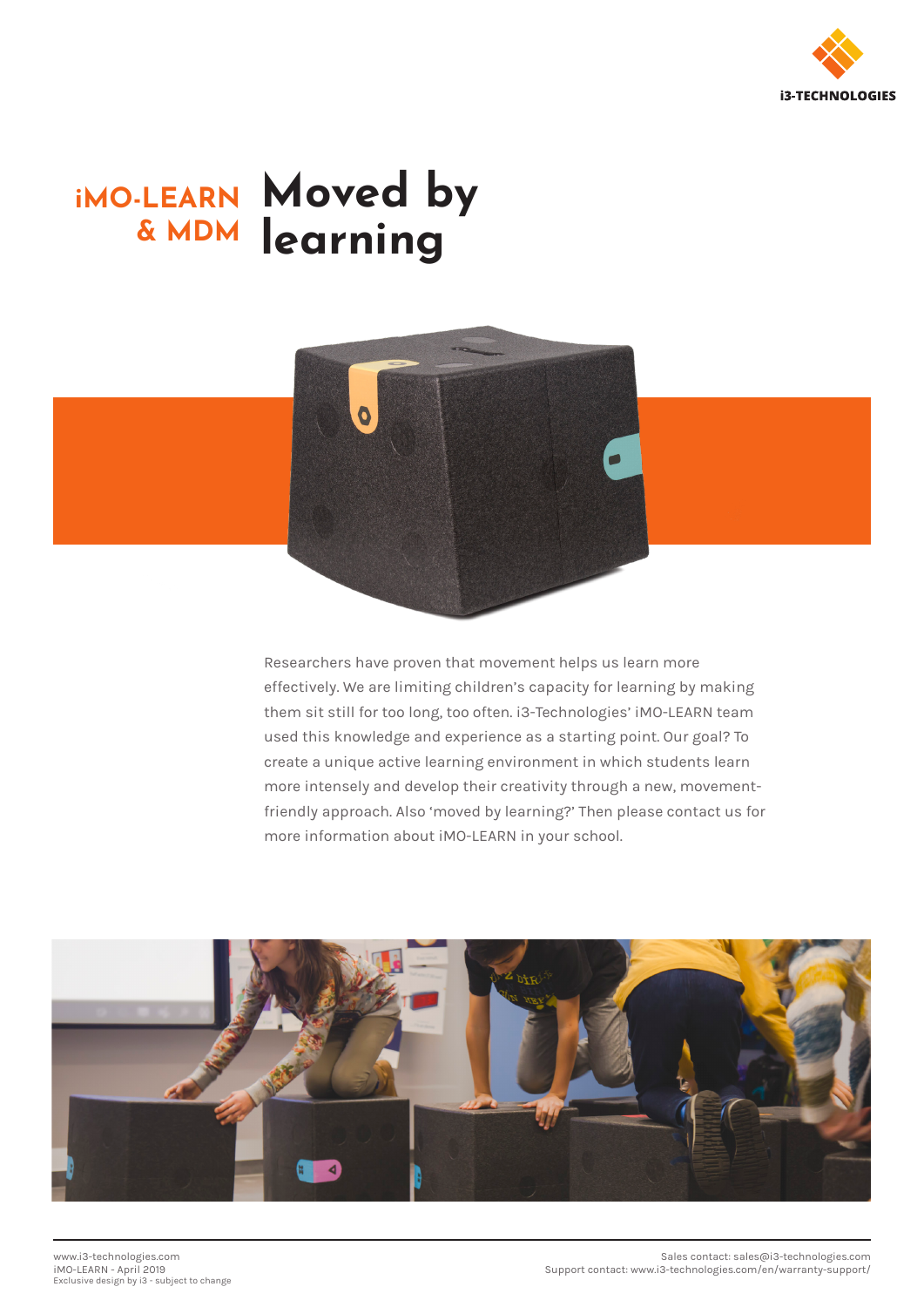i3-TECHNOLOGIES

# iMO-LEARN & MDM Moved by learning

Researchers have proven that movement helps us learn more effectively. We are limiting children's capacity for learning by making them sit still for too long, too often. i3-Technologies' iMO-LEARN team used this knowledge and experience as a starting point. Our goal? To create a unique active learning environment in which students learn more intensely and develop their creativity through a new, movement-friendly approach. Also 'moved by learning?' Then please contact us for more information about iMO-LEARN in your school.

www.i3-technologies.com
iMO-LEARN - April 2019
Exclusive design by i3 - subject to change

Sales contact: sales@i3-technologies.com
Support contact: www.i3-technologies.com/en/warranty-support/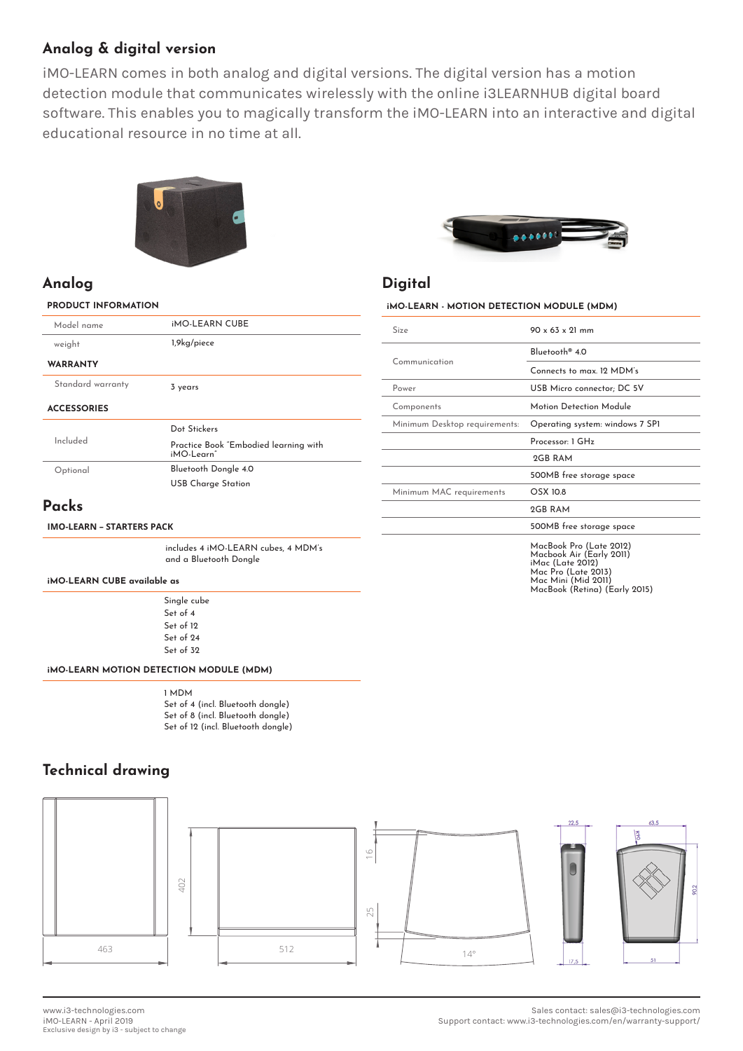## Analog & digital version

iMO-LEARN comes in both analog and digital versions. The digital version has a motion detection module that communicates wirelessly with the online i3LEARNHUB digital board software. This enables you to magically transform the iMO-LEARN into an interactive and digital educational resource in no time at all.

## Analog

**PRODUCT INFORMATION**

| | |
|---|---|
| Model name | iMO-LEARN CUBE |
| weight | 1,9kg/piece |

**WARRANTY**

| | |
|---|---|
| Standard warranty | 3 years |

**ACCESSORIES**

| | |
|---|---|
| Included | Dot Stickers |
| | Practice Book "Embodied learning with iMO-Learn" |
| Optional | Bluetooth Dongle 4.0 |
| | USB Charge Station |

## Packs

**IMO-LEARN – STARTERS PACK**

includes 4 iMO-LEARN cubes, 4 MDM's and a Bluetooth Dongle

**iMO-LEARN CUBE available as**

Single cube
Set of 4
Set of 12
Set of 24
Set of 32

**iMO-LEARN MOTION DETECTION MODULE (MDM)**

1 MDM
Set of 4 (incl. Bluetooth dongle)
Set of 8 (incl. Bluetooth dongle)
Set of 12 (incl. Bluetooth dongle)

## Digital

**iMO-LEARN - MOTION DETECTION MODULE (MDM)**

| | |
|---|---|
| Size | 90 x 63 x 21 mm |
| Communication | Bluetooth® 4.0 |
| | Connects to max. 12 MDM's |
| Power | USB Micro connector; DC 5V |
| Components | Motion Detection Module |
| Minimum Desktop requirements: | Operating system: windows 7 SP1 |
| | Processor: 1 GHz |
| | 2GB RAM |
| | 500MB free storage space |
| Minimum MAC requirements | OSX 10.8 |
| | 2GB RAM |
| | 500MB free storage space |
| | MacBook Pro (Late 2012)<br>Macbook Air (Early 2011)<br>iMac (Late 2012)<br>Mac Pro (Late 2013)<br>Mac Mini (Mid 2011)<br>MacBook (Retina) (Early 2015) |

## Technical drawing

463
402
512
16
25
14°
22.5
17.5
63.5
51
90.2

www.i3-technologies.com
iMO-LEARN - April 2019
Exclusive design by i3 - subject to change

Sales contact: sales@i3-technologies.com
Support contact: www.i3-technologies.com/en/warranty-support/